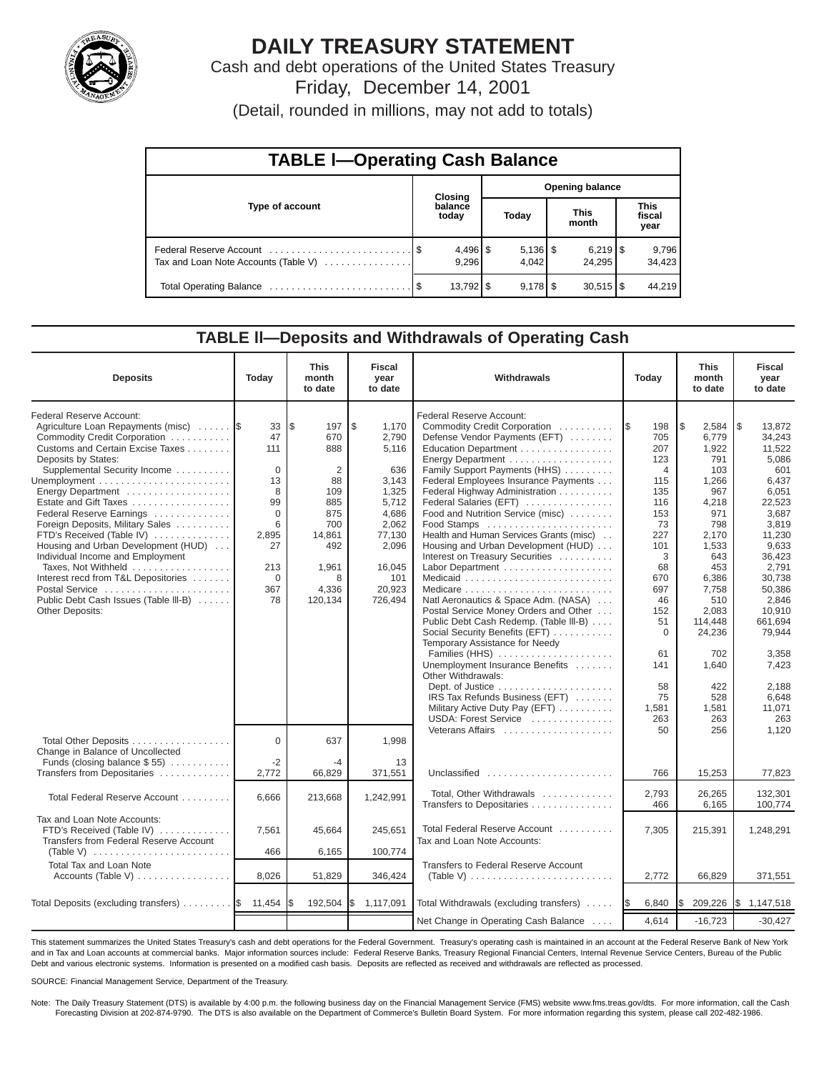# DAILY TREASURY STATEMENT

Cash and debt operations of the United States Treasury

Friday, December 14, 2001

(Detail, rounded in millions, may not add to totals)

## TABLE I—Operating Cash Balance

| Type of account | Closing balance today | Opening balance Today | Opening balance This month | Opening balance This fiscal year |
|---|---|---|---|---|
| Federal Reserve Account | $ 4,496 | $ 5,136 | $ 6,219 | $ 9,796 |
| Tax and Loan Note Accounts (Table V) | 9,296 | 4,042 | 24,295 | 34,423 |
| Total Operating Balance | $ 13,792 | $ 9,178 | $ 30,515 | $ 44,219 |

## TABLE II—Deposits and Withdrawals of Operating Cash

| Deposits | Today | This month to date | Fiscal year to date |
|---|---|---|---|
| Federal Reserve Account: | | | |
| Agriculture Loan Repayments (misc) | $ 33 | $ 197 | $ 1,170 |
| Commodity Credit Corporation | 47 | 670 | 2,790 |
| Customs and Certain Excise Taxes | 111 | 888 | 5,116 |
| Deposits by States: | | | |
| Supplemental Security Income | 0 | 2 | 636 |
| Unemployment | 13 | 88 | 3,143 |
| Energy Department | 8 | 109 | 1,325 |
| Estate and Gift Taxes | 99 | 885 | 5,712 |
| Federal Reserve Earnings | 0 | 875 | 4,686 |
| Foreign Deposits, Military Sales | 6 | 700 | 2,062 |
| FTD's Received (Table IV) | 2,895 | 14,861 | 77,130 |
| Housing and Urban Development (HUD) | 27 | 492 | 2,096 |
| Individual Income and Employment Taxes, Not Withheld | 213 | 1,961 | 16,045 |
| Interest recd from T&L Depositories | 0 | 8 | 101 |
| Postal Service | 367 | 4,336 | 20,923 |
| Public Debt Cash Issues (Table III-B) | 78 | 120,134 | 726,494 |
| Other Deposits: | | | |
| Total Other Deposits | 0 | 637 | 1,998 |
| Change in Balance of Uncollected Funds (closing balance $ 55) | -2 | -4 | 13 |
| Transfers from Depositaries | 2,772 | 66,829 | 371,551 |
| Total Federal Reserve Account | 6,666 | 213,668 | 1,242,991 |
| Tax and Loan Note Accounts: | | | |
| FTD's Received (Table IV) | 7,561 | 45,664 | 245,651 |
| Transfers from Federal Reserve Account (Table V) | 466 | 6,165 | 100,774 |
| Total Tax and Loan Note Accounts (Table V) | 8,026 | 51,829 | 346,424 |
| Total Deposits (excluding transfers) | $ 11,454 | $ 192,504 | $ 1,117,091 |

| Withdrawals | Today | This month to date | Fiscal year to date |
|---|---|---|---|
| Federal Reserve Account: | | | |
| Commodity Credit Corporation | $ 198 | $ 2,584 | $ 13,872 |
| Defense Vendor Payments (EFT) | 705 | 6,779 | 34,243 |
| Education Department | 207 | 1,922 | 11,522 |
| Energy Department | 123 | 791 | 5,086 |
| Family Support Payments (HHS) | 4 | 103 | 601 |
| Federal Employees Insurance Payments | 115 | 1,266 | 6,437 |
| Federal Highway Administration | 135 | 967 | 6,051 |
| Federal Salaries (EFT) | 116 | 4,218 | 22,523 |
| Food and Nutrition Service (misc) | 153 | 971 | 3,687 |
| Food Stamps | 73 | 798 | 3,819 |
| Health and Human Services Grants (misc) | 227 | 2,170 | 11,230 |
| Housing and Urban Development (HUD) | 101 | 1,533 | 9,633 |
| Interest on Treasury Securities | 3 | 643 | 36,423 |
| Labor Department | 68 | 453 | 2,791 |
| Medicaid | 670 | 6,386 | 30,738 |
| Medicare | 697 | 7,758 | 50,386 |
| Natl Aeronautics & Space Adm. (NASA) | 46 | 510 | 2,846 |
| Postal Service Money Orders and Other | 152 | 2,083 | 10,910 |
| Public Debt Cash Redemp. (Table III-B) | 51 | 114,448 | 661,694 |
| Social Security Benefits (EFT) | 0 | 24,236 | 79,944 |
| Temporary Assistance for Needy Families (HHS) | 61 | 702 | 3,358 |
| Unemployment Insurance Benefits | 141 | 1,640 | 7,423 |
| Other Withdrawals: | | | |
| Dept. of Justice | 58 | 422 | 2,188 |
| IRS Tax Refunds Business (EFT) | 75 | 528 | 6,648 |
| Military Active Duty Pay (EFT) | 1,581 | 1,581 | 11,071 |
| USDA: Forest Service | 263 | 263 | 263 |
| Veterans Affairs | 50 | 256 | 1,120 |
| Unclassified | 766 | 15,253 | 77,823 |
| Total, Other Withdrawals | 2,793 | 26,265 | 132,301 |
| Transfers to Depositaries | 466 | 6,165 | 100,774 |
| Total Federal Reserve Account | 7,305 | 215,391 | 1,248,291 |
| Tax and Loan Note Accounts: | | | |
| Transfers to Federal Reserve Account (Table V) | 2,772 | 66,829 | 371,551 |
| Total Withdrawals (excluding transfers) | $ 6,840 | $ 209,226 | $ 1,147,518 |
| Net Change in Operating Cash Balance | 4,614 | -16,723 | -30,427 |

This statement summarizes the United States Treasury's cash and debt operations for the Federal Government. Treasury's operating cash is maintained in an account at the Federal Reserve Bank of New York and in Tax and Loan accounts at commercial banks. Major information sources include: Federal Reserve Banks, Treasury Regional Financial Centers, Internal Revenue Service Centers, Bureau of the Public Debt and various electronic systems. Information is presented on a modified cash basis. Deposits are reflected as received and withdrawals are reflected as processed.

SOURCE: Financial Management Service, Department of the Treasury.

Note: The Daily Treasury Statement (DTS) is available by 4:00 p.m. the following business day on the Financial Management Service (FMS) website www.fms.treas.gov/dts. For more information, call the Cash Forecasting Division at 202-874-9790. The DTS is also available on the Department of Commerce's Bulletin Board System. For more information regarding this system, please call 202-482-1986.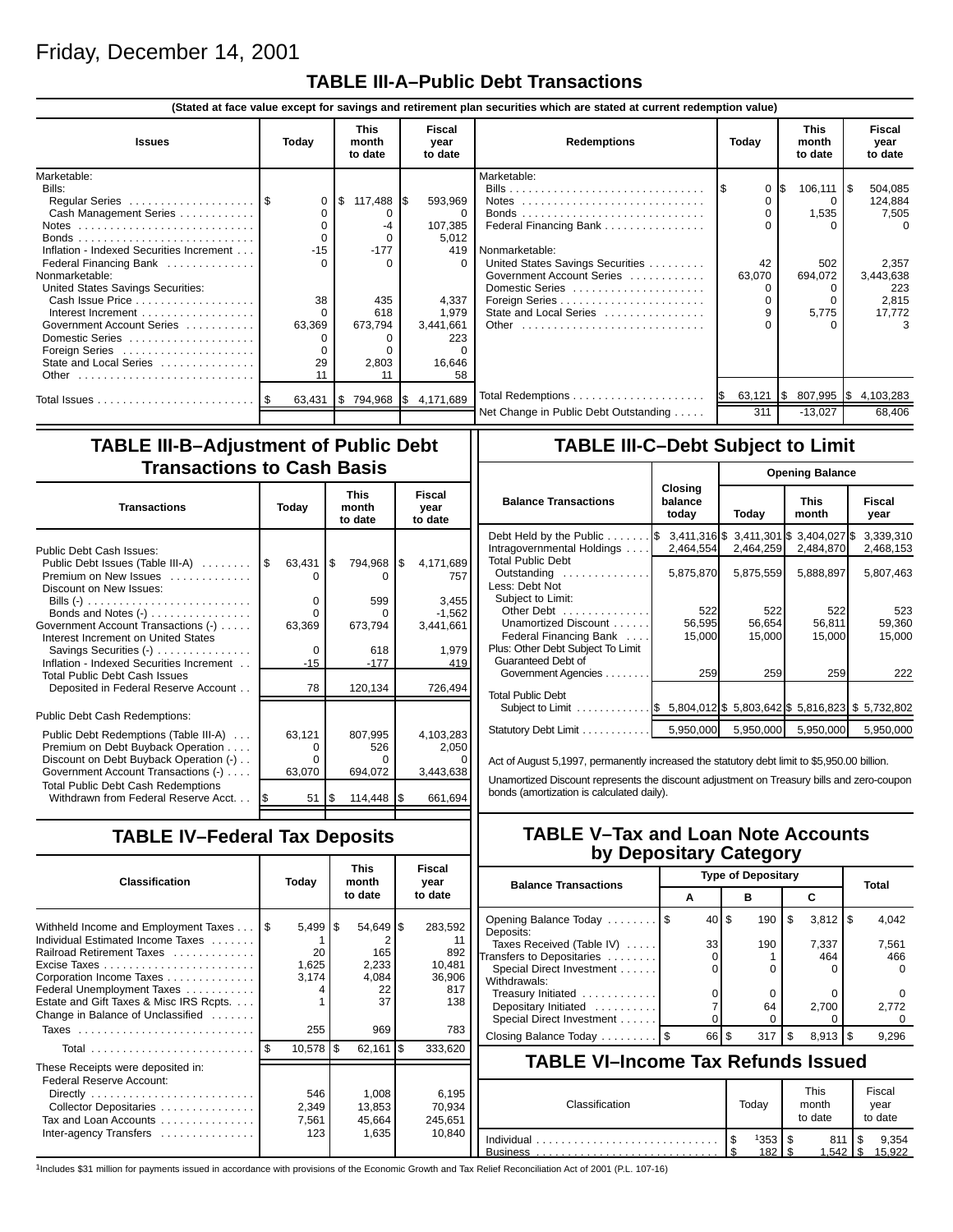Friday, December 14, 2001

## TABLE III-A–Public Debt Transactions

(Stated at face value except for savings and retirement plan securities which are stated at current redemption value)

| Issues | Today | This month to date | Fiscal year to date |
|---|---|---|---|
| Marketable: | | | |
| Bills: | | | |
| Regular Series | $ 0 | $ 117,488 | $ 593,969 |
| Cash Management Series | 0 | 0 | 0 |
| Notes | 0 | -4 | 107,385 |
| Bonds | 0 | 0 | 5,012 |
| Inflation - Indexed Securities Increment | -15 | -177 | 419 |
| Federal Financing Bank | 0 | 0 | 0 |
| Nonmarketable: | | | |
| United States Savings Securities: | | | |
| Cash Issue Price | 38 | 435 | 4,337 |
| Interest Increment | 0 | 618 | 1,979 |
| Government Account Series | 63,369 | 673,794 | 3,441,661 |
| Domestic Series | 0 | 0 | 223 |
| Foreign Series | 0 | 0 | 0 |
| State and Local Series | 29 | 2,803 | 16,646 |
| Other | 11 | 11 | 58 |
| Total Issues | $ 63,431 | $ 794,968 | $ 4,171,689 |

| Redemptions | Today | This month to date | Fiscal year to date |
|---|---|---|---|
| Marketable: | | | |
| Bills | $ 0 | $ 106,111 | $ 504,085 |
| Notes | 0 | 0 | 124,884 |
| Bonds | 0 | 1,535 | 7,505 |
| Federal Financing Bank | 0 | 0 | 0 |
| Nonmarketable: | | | |
| United States Savings Securities | 42 | 502 | 2,357 |
| Government Account Series | 63,070 | 694,072 | 3,443,638 |
| Domestic Series | 0 | 0 | 223 |
| Foreign Series | 0 | 0 | 2,815 |
| State and Local Series | 9 | 5,775 | 17,772 |
| Other | 0 | 0 | 3 |
| Total Redemptions | $ 63,121 | $ 807,995 | $ 4,103,283 |
| Net Change in Public Debt Outstanding | 311 | -13,027 | 68,406 |

## TABLE III-B–Adjustment of Public Debt Transactions to Cash Basis

| Transactions | Today | This month to date | Fiscal year to date |
|---|---|---|---|
| Public Debt Cash Issues: | | | |
| Public Debt Issues (Table III-A) | $ 63,431 | $ 794,968 | $ 4,171,689 |
| Premium on New Issues | 0 | 0 | 757 |
| Discount on New Issues: | | | |
| Bills (-) | 0 | 599 | 3,455 |
| Bonds and Notes (-) | 0 | 0 | -1,562 |
| Government Account Transactions (-) | 63,369 | 673,794 | 3,441,661 |
| Interest Increment on United States Savings Securities (-) | 0 | 618 | 1,979 |
| Inflation - Indexed Securities Increment | -15 | -177 | 419 |
| Total Public Debt Cash Issues Deposited in Federal Reserve Account | 78 | 120,134 | 726,494 |
| Public Debt Cash Redemptions: | | | |
| Public Debt Redemptions (Table III-A) | 63,121 | 807,995 | 4,103,283 |
| Premium on Debt Buyback Operation | 0 | 526 | 2,050 |
| Discount on Debt Buyback Operation (-) | 0 | 0 | 0 |
| Government Account Transactions (-) | 63,070 | 694,072 | 3,443,638 |
| Total Public Debt Cash Redemptions Withdrawn from Federal Reserve Acct. | $ 51 | $ 114,448 | $ 661,694 |

## TABLE III-C–Debt Subject to Limit

| Balance Transactions | Closing balance today | Opening Balance Today | Opening Balance This month | Opening Balance Fiscal year |
|---|---|---|---|---|
| Debt Held by the Public | $ 3,411,316 | $ 3,411,301 | $ 3,404,027 | $ 3,339,310 |
| Intragovernmental Holdings | 2,464,554 | 2,464,259 | 2,484,870 | 2,468,153 |
| Total Public Debt Outstanding | 5,875,870 | 5,875,559 | 5,888,897 | 5,807,463 |
| Less: Debt Not Subject to Limit: | | | | |
| Other Debt | 522 | 522 | 522 | 523 |
| Unamortized Discount | 56,595 | 56,654 | 56,811 | 59,360 |
| Federal Financing Bank | 15,000 | 15,000 | 15,000 | 15,000 |
| Plus: Other Debt Subject To Limit Guaranteed Debt of Government Agencies | 259 | 259 | 259 | 222 |
| Total Public Debt Subject to Limit | $ 5,804,012 | $ 5,803,642 | $ 5,816,823 | $ 5,732,802 |
| Statutory Debt Limit | 5,950,000 | 5,950,000 | 5,950,000 | 5,950,000 |

Act of August 5,1997, permanently increased the statutory debt limit to $5,950.00 billion.

Unamortized Discount represents the discount adjustment on Treasury bills and zero-coupon bonds (amortization is calculated daily).

## TABLE IV–Federal Tax Deposits

| Classification | Today | This month to date | Fiscal year to date |
|---|---|---|---|
| Withheld Income and Employment Taxes | $ 5,499 | $ 54,649 | $ 283,592 |
| Individual Estimated Income Taxes | 1 | 2 | 11 |
| Railroad Retirement Taxes | 20 | 165 | 892 |
| Excise Taxes | 1,625 | 2,233 | 10,481 |
| Corporation Income Taxes | 3,174 | 4,084 | 36,906 |
| Federal Unemployment Taxes | 4 | 22 | 817 |
| Estate and Gift Taxes & Misc IRS Rcpts. | 1 | 37 | 138 |
| Change in Balance of Unclassified Taxes | 255 | 969 | 783 |
| Total | $ 10,578 | $ 62,161 | $ 333,620 |
| These Receipts were deposited in: | | | |
| Federal Reserve Account: | | | |
| Directly | 546 | 1,008 | 6,195 |
| Collector Depositaries | 2,349 | 13,853 | 70,934 |
| Tax and Loan Accounts | 7,561 | 45,664 | 245,651 |
| Inter-agency Transfers | 123 | 1,635 | 10,840 |

## TABLE V–Tax and Loan Note Accounts by Depositary Category

| Balance Transactions | Type of Depositary A | Type of Depositary B | Type of Depositary C | Total |
|---|---|---|---|---|
| Opening Balance Today | $ 40 | $ 190 | $ 3,812 | $ 4,042 |
| Deposits: | | | | |
| Taxes Received (Table IV) | 33 | 190 | 7,337 | 7,561 |
| Transfers to Depositaries | 0 | 1 | 464 | 466 |
| Special Direct Investment | 0 | 0 | 0 | 0 |
| Withdrawals: | | | | |
| Treasury Initiated | 0 | 0 | 0 | 0 |
| Depositary Initiated | 7 | 64 | 2,700 | 2,772 |
| Special Direct Investment | 0 | 0 | 0 | 0 |
| Closing Balance Today | $ 66 | $ 317 | $ 8,913 | $ 9,296 |

## TABLE VI–Income Tax Refunds Issued

| Classification | Today | This month to date | Fiscal year to date |
|---|---|---|---|
| Individual | $ [1]353 | $ 811 | $ 9,354 |
| Business | $ 182 | $ 1,542 | $ 15,922 |

[1]Includes $31 million for payments issued in accordance with provisions of the Economic Growth and Tax Relief Reconciliation Act of 2001 (P.L. 107-16)